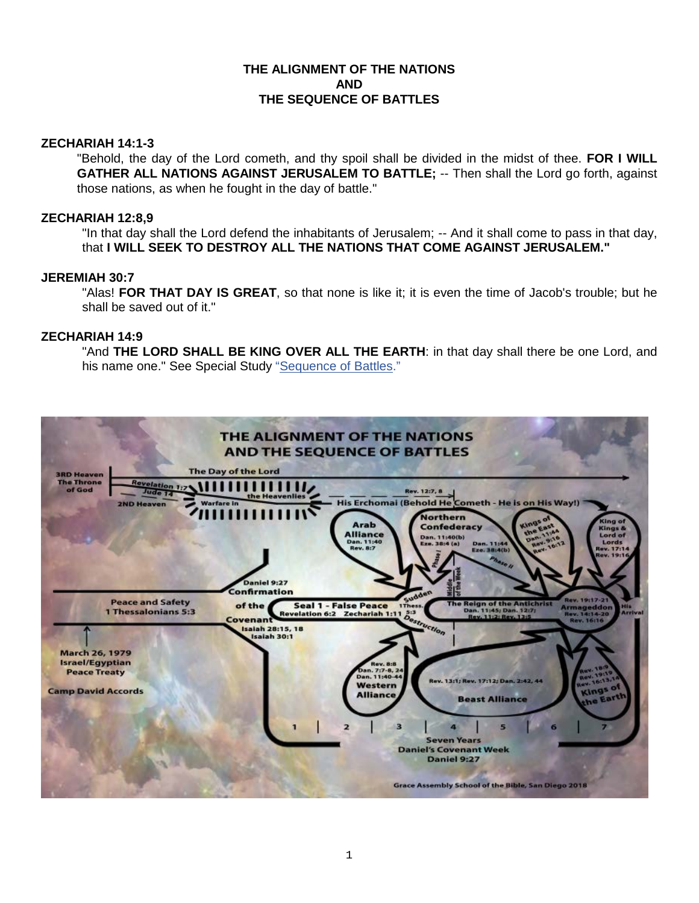# THE ALIGNMENT OF THE NATIONS
# AND
# THE SEQUENCE OF BATTLES

**ZECHARIAH 14:1-3**

"Behold, the day of the Lord cometh, and thy spoil shall be divided in the midst of thee. **FOR I WILL GATHER ALL NATIONS AGAINST JERUSALEM TO BATTLE;** -- Then shall the Lord go forth, against those nations, as when he fought in the day of battle."

**ZECHARIAH 12:8,9**

"In that day shall the Lord defend the inhabitants of Jerusalem; -- And it shall come to pass in that day, that **I WILL SEEK TO DESTROY ALL THE NATIONS THAT COME AGAINST JERUSALEM."**

**JEREMIAH 30:7**

"Alas! **FOR THAT DAY IS GREAT**, so that none is like it; it is even the time of Jacob's trouble; but he shall be saved out of it."

**ZECHARIAH 14:9**

"And **THE LORD SHALL BE KING OVER ALL THE EARTH**: in that day shall there be one Lord, and his name one." See Special Study "Sequence of Battles."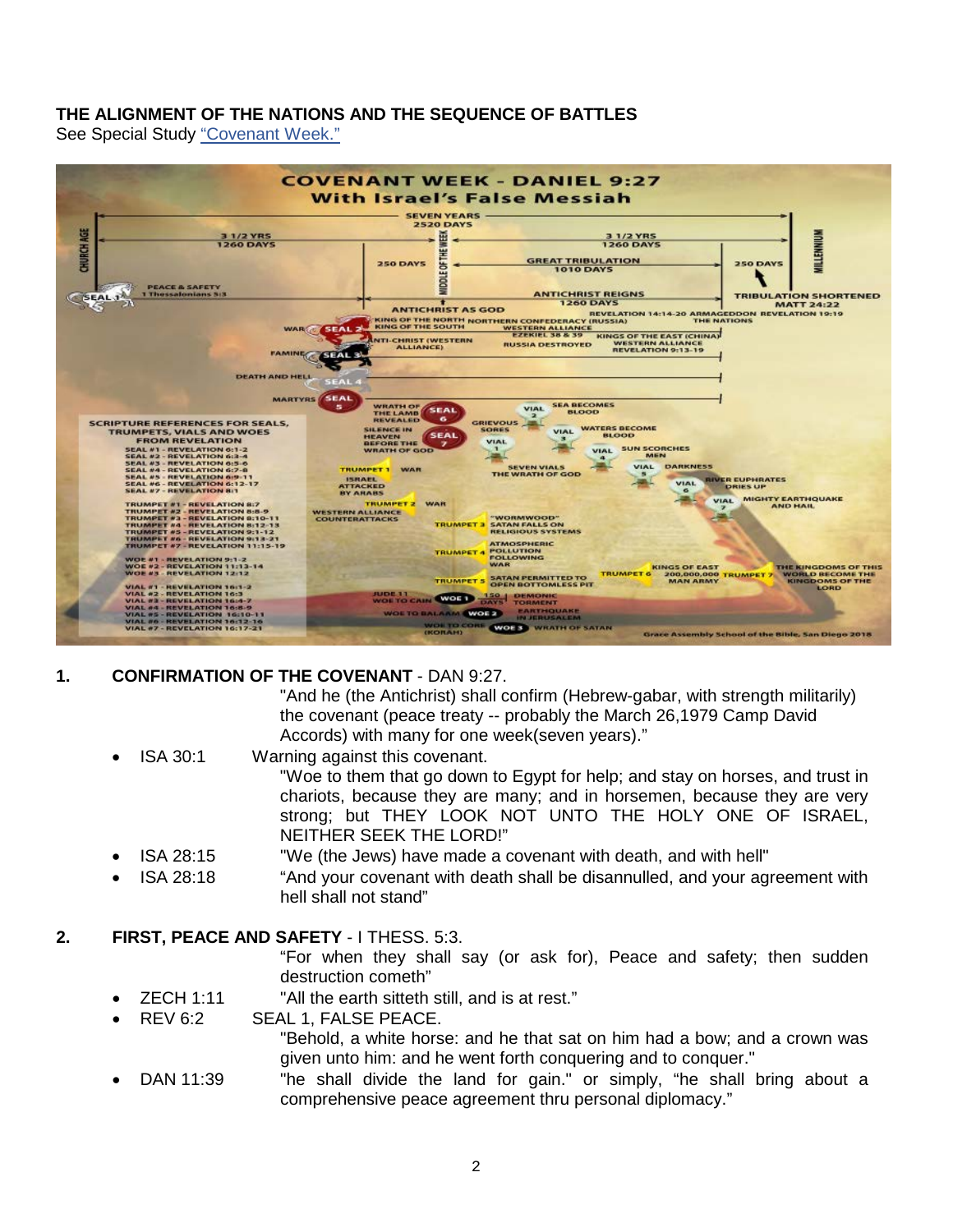**THE ALIGNMENT OF THE NATIONS AND THE SEQUENCE OF BATTLES**
See Special Study "Covenant Week."

1. **CONFIRMATION OF THE COVENANT** - DAN 9:27.

   "And he (the Antichrist) shall confirm (Hebrew-gabar, with strength militarily) the covenant (peace treaty -- probably the March 26,1979 Camp David Accords) with many for one week(seven years)."

   - ISA 30:1 Warning against this covenant.
     "Woe to them that go down to Egypt for help; and stay on horses, and trust in chariots, because they are many; and in horsemen, because they are very strong; but THEY LOOK NOT UNTO THE HOLY ONE OF ISRAEL, NEITHER SEEK THE LORD!"
   - ISA 28:15 "We (the Jews) have made a covenant with death, and with hell"
   - ISA 28:18 "And your covenant with death shall be disannulled, and your agreement with hell shall not stand"

2. **FIRST, PEACE AND SAFETY** - I THESS. 5:3.

   "For when they shall say (or ask for), Peace and safety; then sudden destruction cometh"

   - ZECH 1:11 "All the earth sitteth still, and is at rest."
   - REV 6:2 SEAL 1, FALSE PEACE.
     "Behold, a white horse: and he that sat on him had a bow; and a crown was given unto him: and he went forth conquering and to conquer."
   - DAN 11:39 "he shall divide the land for gain." or simply, "he shall bring about a comprehensive peace agreement thru personal diplomacy."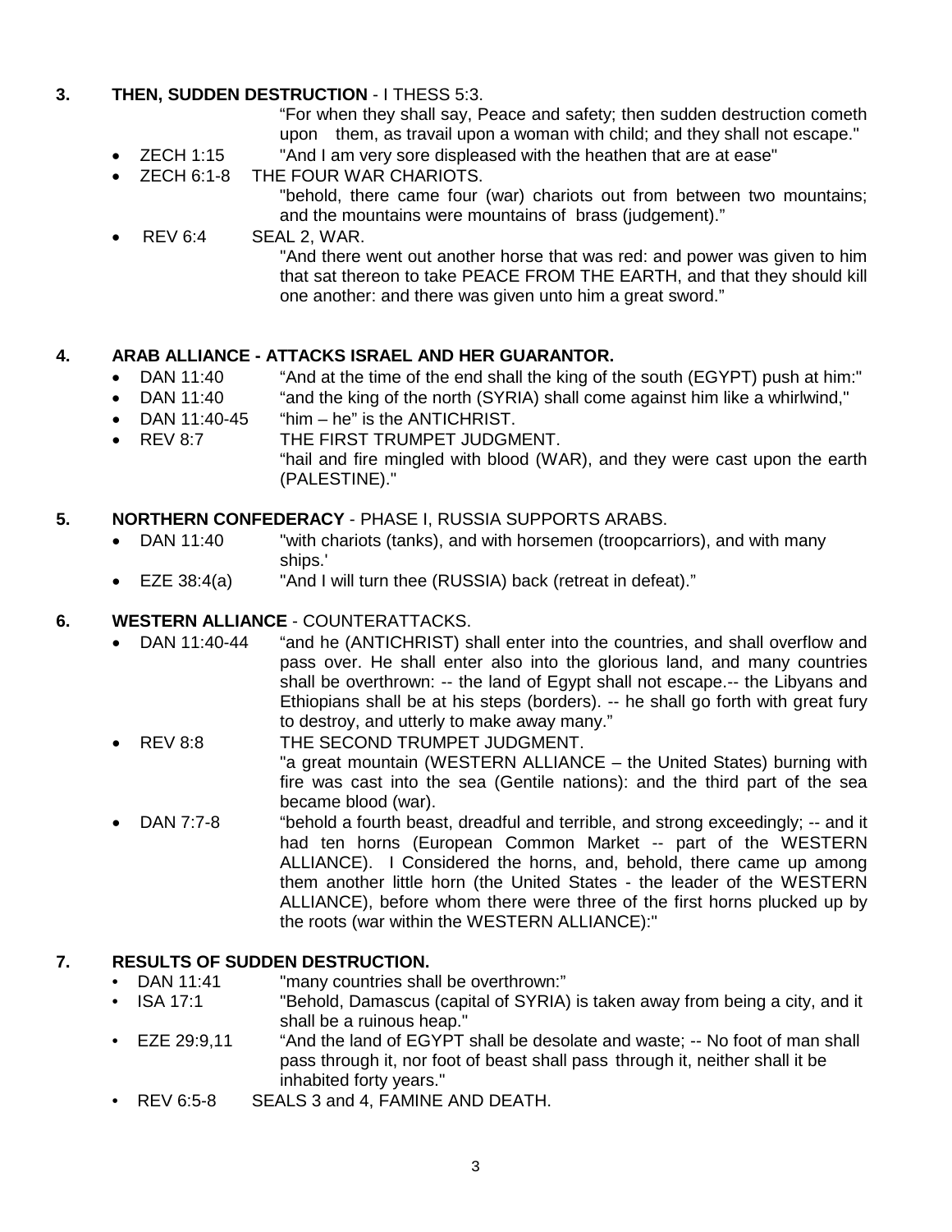3. **THEN, SUDDEN DESTRUCTION** - I THESS 5:3.

   "For when they shall say, Peace and safety; then sudden destruction cometh upon them, as travail upon a woman with child; and they shall not escape."

   - ZECH 1:15 "And I am very sore displeased with the heathen that are at ease"
   - ZECH 6:1-8 THE FOUR WAR CHARIOTS.
     "behold, there came four (war) chariots out from between two mountains; and the mountains were mountains of brass (judgement)."
   - REV 6:4 SEAL 2, WAR.
     "And there went out another horse that was red: and power was given to him that sat thereon to take PEACE FROM THE EARTH, and that they should kill one another: and there was given unto him a great sword."

4. **ARAB ALLIANCE - ATTACKS ISRAEL AND HER GUARANTOR.**

   - DAN 11:40 "And at the time of the end shall the king of the south (EGYPT) push at him:"
   - DAN 11:40 "and the king of the north (SYRIA) shall come against him like a whirlwind,"
   - DAN 11:40-45 "him – he" is the ANTICHRIST.
   - REV 8:7 THE FIRST TRUMPET JUDGMENT.
     "hail and fire mingled with blood (WAR), and they were cast upon the earth (PALESTINE)."

5. **NORTHERN CONFEDERACY** - PHASE I, RUSSIA SUPPORTS ARABS.

   - DAN 11:40 "with chariots (tanks), and with horsemen (troopcarriors), and with many ships.'
   - EZE 38:4(a) "And I will turn thee (RUSSIA) back (retreat in defeat)."

6. **WESTERN ALLIANCE** - COUNTERATTACKS.

   - DAN 11:40-44 "and he (ANTICHRIST) shall enter into the countries, and shall overflow and pass over. He shall enter also into the glorious land, and many countries shall be overthrown: -- the land of Egypt shall not escape.-- the Libyans and Ethiopians shall be at his steps (borders). -- he shall go forth with great fury to destroy, and utterly to make away many."
   - REV 8:8 THE SECOND TRUMPET JUDGMENT.
     "a great mountain (WESTERN ALLIANCE – the United States) burning with fire was cast into the sea (Gentile nations): and the third part of the sea became blood (war).
   - DAN 7:7-8 "behold a fourth beast, dreadful and terrible, and strong exceedingly; -- and it had ten horns (European Common Market -- part of the WESTERN ALLIANCE). I Considered the horns, and, behold, there came up among them another little horn (the United States - the leader of the WESTERN ALLIANCE), before whom there were three of the first horns plucked up by the roots (war within the WESTERN ALLIANCE):"

7. **RESULTS OF SUDDEN DESTRUCTION.**

   - DAN 11:41 "many countries shall be overthrown:"
   - ISA 17:1 "Behold, Damascus (capital of SYRIA) is taken away from being a city, and it shall be a ruinous heap."
   - EZE 29:9,11 "And the land of EGYPT shall be desolate and waste; -- No foot of man shall pass through it, nor foot of beast shall pass through it, neither shall it be inhabited forty years."
   - REV 6:5-8 SEALS 3 and 4, FAMINE AND DEATH.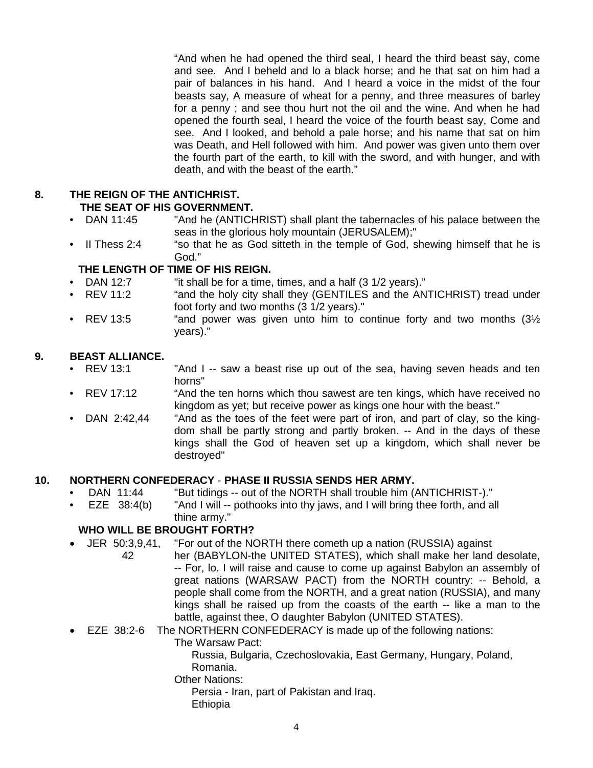"And when he had opened the third seal, I heard the third beast say, come and see. And I beheld and lo a black horse; and he that sat on him had a pair of balances in his hand. And I heard a voice in the midst of the four beasts say, A measure of wheat for a penny, and three measures of barley for a penny ; and see thou hurt not the oil and the wine. And when he had opened the fourth seal, I heard the voice of the fourth beast say, Come and see. And I looked, and behold a pale horse; and his name that sat on him was Death, and Hell followed with him. And power was given unto them over the fourth part of the earth, to kill with the sword, and with hunger, and with death, and with the beast of the earth."

## 8. THE REIGN OF THE ANTICHRIST.

### THE SEAT OF HIS GOVERNMENT.

- DAN 11:45 "And he (ANTICHRIST) shall plant the tabernacles of his palace between the seas in the glorious holy mountain (JERUSALEM);"
- II Thess 2:4 "so that he as God sitteth in the temple of God, shewing himself that he is God."

### THE LENGTH OF TIME OF HIS REIGN.

- DAN 12:7 "it shall be for a time, times, and a half (3 1/2 years)."
- REV 11:2 "and the holy city shall they (GENTILES and the ANTICHRIST) tread under foot forty and two months (3 1/2 years)."
- REV 13:5 "and power was given unto him to continue forty and two months (3½ years)."

## 9. BEAST ALLIANCE.

- REV 13:1 "And I -- saw a beast rise up out of the sea, having seven heads and ten horns"
- REV 17:12 "And the ten horns which thou sawest are ten kings, which have received no kingdom as yet; but receive power as kings one hour with the beast."
- DAN 2:42,44 "And as the toes of the feet were part of iron, and part of clay, so the king-dom shall be partly strong and partly broken. -- And in the days of these kings shall the God of heaven set up a kingdom, which shall never be destroyed"

## 10. NORTHERN CONFEDERACY - PHASE II RUSSIA SENDS HER ARMY.

- DAN 11:44 "But tidings -- out of the NORTH shall trouble him (ANTICHRIST-)."
- EZE 38:4(b) "And I will -- pothooks into thy jaws, and I will bring thee forth, and all thine army."

### WHO WILL BE BROUGHT FORTH?

- JER 50:3,9,41, 42 "For out of the NORTH there cometh up a nation (RUSSIA) against her (BABYLON-the UNITED STATES), which shall make her land desolate, -- For, lo. I will raise and cause to come up against Babylon an assembly of great nations (WARSAW PACT) from the NORTH country: -- Behold, a people shall come from the NORTH, and a great nation (RUSSIA), and many kings shall be raised up from the coasts of the earth -- like a man to the battle, against thee, O daughter Babylon (UNITED STATES).
- EZE 38:2-6 The NORTHERN CONFEDERACY is made up of the following nations:
  - The Warsaw Pact:
    - Russia, Bulgaria, Czechoslovakia, East Germany, Hungary, Poland, Romania.
  - Other Nations:
    - Persia - Iran, part of Pakistan and Iraq.
    - Ethiopia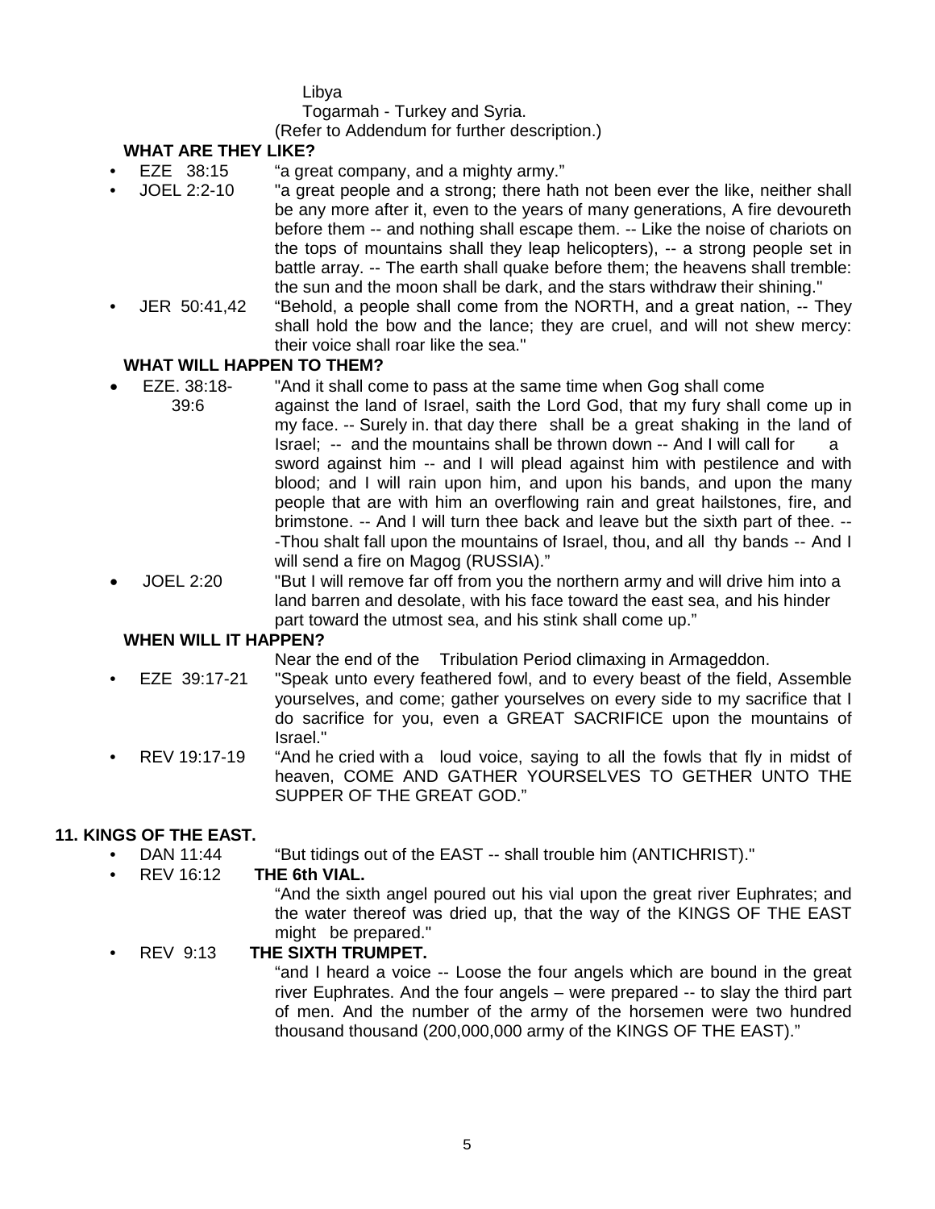Libya

Togarmah - Turkey and Syria.

(Refer to Addendum for further description.)

**WHAT ARE THEY LIKE?**

- EZE 38:15 "a great company, and a mighty army."
- JOEL 2:2-10 "a great people and a strong; there hath not been ever the like, neither shall be any more after it, even to the years of many generations, A fire devoureth before them -- and nothing shall escape them. -- Like the noise of chariots on the tops of mountains shall they leap helicopters), -- a strong people set in battle array. -- The earth shall quake before them; the heavens shall tremble: the sun and the moon shall be dark, and the stars withdraw their shining."
- JER 50:41,42 "Behold, a people shall come from the NORTH, and a great nation, -- They shall hold the bow and the lance; they are cruel, and will not shew mercy: their voice shall roar like the sea."

**WHAT WILL HAPPEN TO THEM?**

- EZE. 38:18-39:6 "And it shall come to pass at the same time when Gog shall come against the land of Israel, saith the Lord God, that my fury shall come up in my face. -- Surely in. that day there shall be a great shaking in the land of Israel; -- and the mountains shall be thrown down -- And I will call for a sword against him -- and I will plead against him with pestilence and with blood; and I will rain upon him, and upon his bands, and upon the many people that are with him an overflowing rain and great hailstones, fire, and brimstone. -- And I will turn thee back and leave but the sixth part of thee. -- -Thou shalt fall upon the mountains of Israel, thou, and all thy bands -- And I will send a fire on Magog (RUSSIA)."
- JOEL 2:20 "But I will remove far off from you the northern army and will drive him into a land barren and desolate, with his face toward the east sea, and his hinder part toward the utmost sea, and his stink shall come up."

**WHEN WILL IT HAPPEN?**

Near the end of the Tribulation Period climaxing in Armageddon.

- EZE 39:17-21 "Speak unto every feathered fowl, and to every beast of the field, Assemble yourselves, and come; gather yourselves on every side to my sacrifice that I do sacrifice for you, even a GREAT SACRIFICE upon the mountains of Israel."
- REV 19:17-19 "And he cried with a loud voice, saying to all the fowls that fly in midst of heaven, COME AND GATHER YOURSELVES TO GETHER UNTO THE SUPPER OF THE GREAT GOD."

## 11. KINGS OF THE EAST.

- DAN 11:44 "But tidings out of the EAST -- shall trouble him (ANTICHRIST)."
- REV 16:12 **THE 6th VIAL.**

  "And the sixth angel poured out his vial upon the great river Euphrates; and the water thereof was dried up, that the way of the KINGS OF THE EAST might be prepared."
- REV 9:13 **THE SIXTH TRUMPET.**

  "and I heard a voice -- Loose the four angels which are bound in the great river Euphrates. And the four angels – were prepared -- to slay the third part of men. And the number of the army of the horsemen were two hundred thousand thousand (200,000,000 army of the KINGS OF THE EAST)."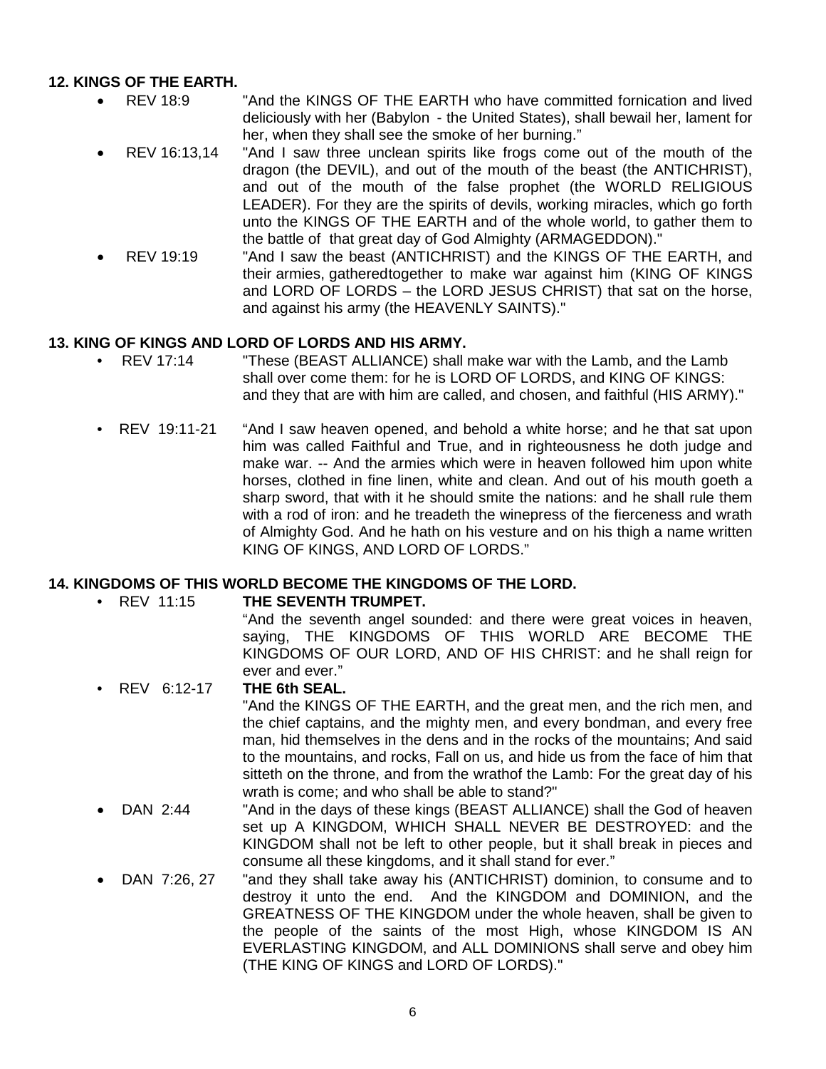**12. KINGS OF THE EARTH.**

- REV 18:9 "And the KINGS OF THE EARTH who have committed fornication and lived deliciously with her (Babylon - the United States), shall bewail her, lament for her, when they shall see the smoke of her burning."
- REV 16:13,14 "And I saw three unclean spirits like frogs come out of the mouth of the dragon (the DEVIL), and out of the mouth of the beast (the ANTICHRIST), and out of the mouth of the false prophet (the WORLD RELIGIOUS LEADER). For they are the spirits of devils, working miracles, which go forth unto the KINGS OF THE EARTH and of the whole world, to gather them to the battle of that great day of God Almighty (ARMAGEDDON)."
- REV 19:19 "And I saw the beast (ANTICHRIST) and the KINGS OF THE EARTH, and their armies, gatheredtogether to make war against him (KING OF KINGS and LORD OF LORDS – the LORD JESUS CHRIST) that sat on the horse, and against his army (the HEAVENLY SAINTS)."

**13. KING OF KINGS AND LORD OF LORDS AND HIS ARMY.**

- REV 17:14 "These (BEAST ALLIANCE) shall make war with the Lamb, and the Lamb shall over come them: for he is LORD OF LORDS, and KING OF KINGS: and they that are with him are called, and chosen, and faithful (HIS ARMY)."
- REV 19:11-21 "And I saw heaven opened, and behold a white horse; and he that sat upon him was called Faithful and True, and in righteousness he doth judge and make war. -- And the armies which were in heaven followed him upon white horses, clothed in fine linen, white and clean. And out of his mouth goeth a sharp sword, that with it he should smite the nations: and he shall rule them with a rod of iron: and he treadeth the winepress of the fierceness and wrath of Almighty God. And he hath on his vesture and on his thigh a name written KING OF KINGS, AND LORD OF LORDS."

**14. KINGDOMS OF THIS WORLD BECOME THE KINGDOMS OF THE LORD.**

- REV 11:15 **THE SEVENTH TRUMPET.**
  "And the seventh angel sounded: and there were great voices in heaven, saying, THE KINGDOMS OF THIS WORLD ARE BECOME THE KINGDOMS OF OUR LORD, AND OF HIS CHRIST: and he shall reign for ever and ever."
- REV 6:12-17 **THE 6th SEAL.**
  "And the KINGS OF THE EARTH, and the great men, and the rich men, and the chief captains, and the mighty men, and every bondman, and every free man, hid themselves in the dens and in the rocks of the mountains; And said to the mountains, and rocks, Fall on us, and hide us from the face of him that sitteth on the throne, and from the wrathof the Lamb: For the great day of his wrath is come; and who shall be able to stand?"
- DAN 2:44 "And in the days of these kings (BEAST ALLIANCE) shall the God of heaven set up A KINGDOM, WHICH SHALL NEVER BE DESTROYED: and the KINGDOM shall not be left to other people, but it shall break in pieces and consume all these kingdoms, and it shall stand for ever."
- DAN 7:26, 27 "and they shall take away his (ANTICHRIST) dominion, to consume and to destroy it unto the end. And the KINGDOM and DOMINION, and the GREATNESS OF THE KINGDOM under the whole heaven, shall be given to the people of the saints of the most High, whose KINGDOM IS AN EVERLASTING KINGDOM, and ALL DOMINIONS shall serve and obey him (THE KING OF KINGS and LORD OF LORDS)."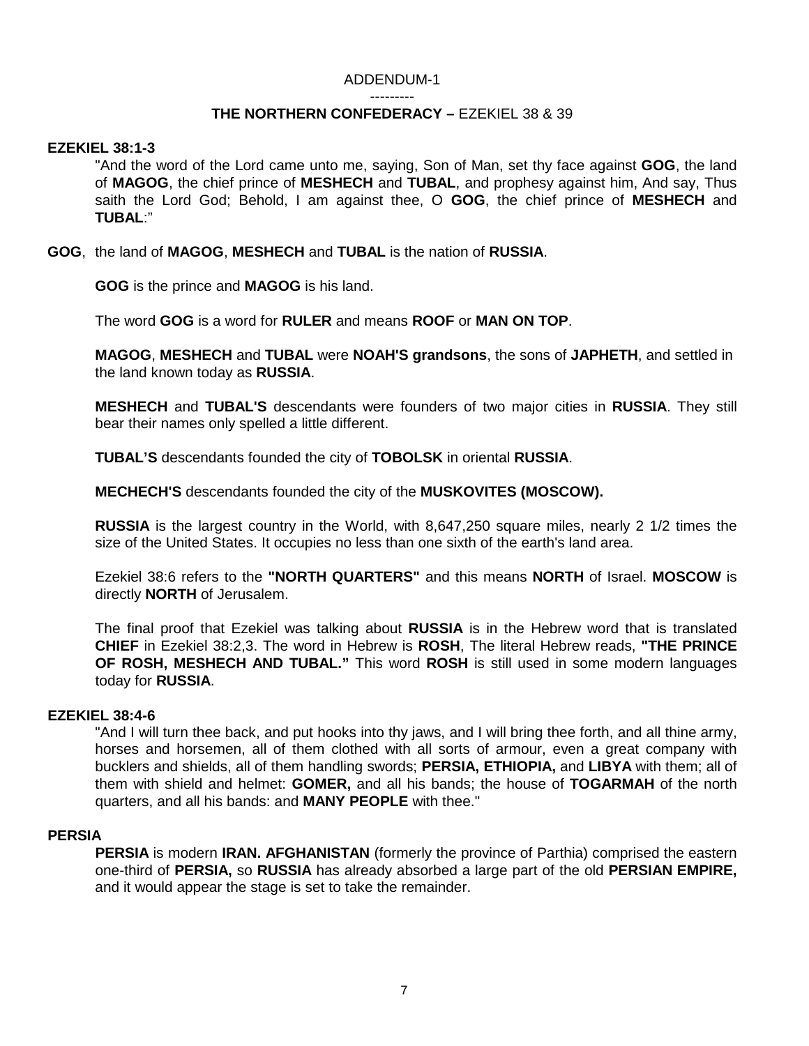ADDENDUM-1

---------

## THE NORTHERN CONFEDERACY – EZEKIEL 38 & 39

**EZEKIEL 38:1-3**

"And the word of the Lord came unto me, saying, Son of Man, set thy face against **GOG**, the land of **MAGOG**, the chief prince of **MESHECH** and **TUBAL**, and prophesy against him, And say, Thus saith the Lord God; Behold, I am against thee, O **GOG**, the chief prince of **MESHECH** and **TUBAL**:"

**GOG**, the land of **MAGOG**, **MESHECH** and **TUBAL** is the nation of **RUSSIA**.

**GOG** is the prince and **MAGOG** is his land.

The word **GOG** is a word for **RULER** and means **ROOF** or **MAN ON TOP**.

**MAGOG**, **MESHECH** and **TUBAL** were **NOAH'S grandsons**, the sons of **JAPHETH**, and settled in the land known today as **RUSSIA**.

**MESHECH** and **TUBAL'S** descendants were founders of two major cities in **RUSSIA**. They still bear their names only spelled a little different.

**TUBAL'S** descendants founded the city of **TOBOLSK** in oriental **RUSSIA**.

**MECHECH'S** descendants founded the city of the **MUSKOVITES (MOSCOW).**

**RUSSIA** is the largest country in the World, with 8,647,250 square miles, nearly 2 1/2 times the size of the United States. It occupies no less than one sixth of the earth's land area.

Ezekiel 38:6 refers to the **"NORTH QUARTERS"** and this means **NORTH** of Israel. **MOSCOW** is directly **NORTH** of Jerusalem.

The final proof that Ezekiel was talking about **RUSSIA** is in the Hebrew word that is translated **CHIEF** in Ezekiel 38:2,3. The word in Hebrew is **ROSH**, The literal Hebrew reads, **"THE PRINCE OF ROSH, MESHECH AND TUBAL."** This word **ROSH** is still used in some modern languages today for **RUSSIA**.

**EZEKIEL 38:4-6**

"And I will turn thee back, and put hooks into thy jaws, and I will bring thee forth, and all thine army, horses and horsemen, all of them clothed with all sorts of armour, even a great company with bucklers and shields, all of them handling swords; **PERSIA, ETHIOPIA,** and **LIBYA** with them; all of them with shield and helmet: **GOMER,** and all his bands; the house of **TOGARMAH** of the north quarters, and all his bands: and **MANY PEOPLE** with thee."

**PERSIA**

**PERSIA** is modern **IRAN. AFGHANISTAN** (formerly the province of Parthia) comprised the eastern one-third of **PERSIA,** so **RUSSIA** has already absorbed a large part of the old **PERSIAN EMPIRE,** and it would appear the stage is set to take the remainder.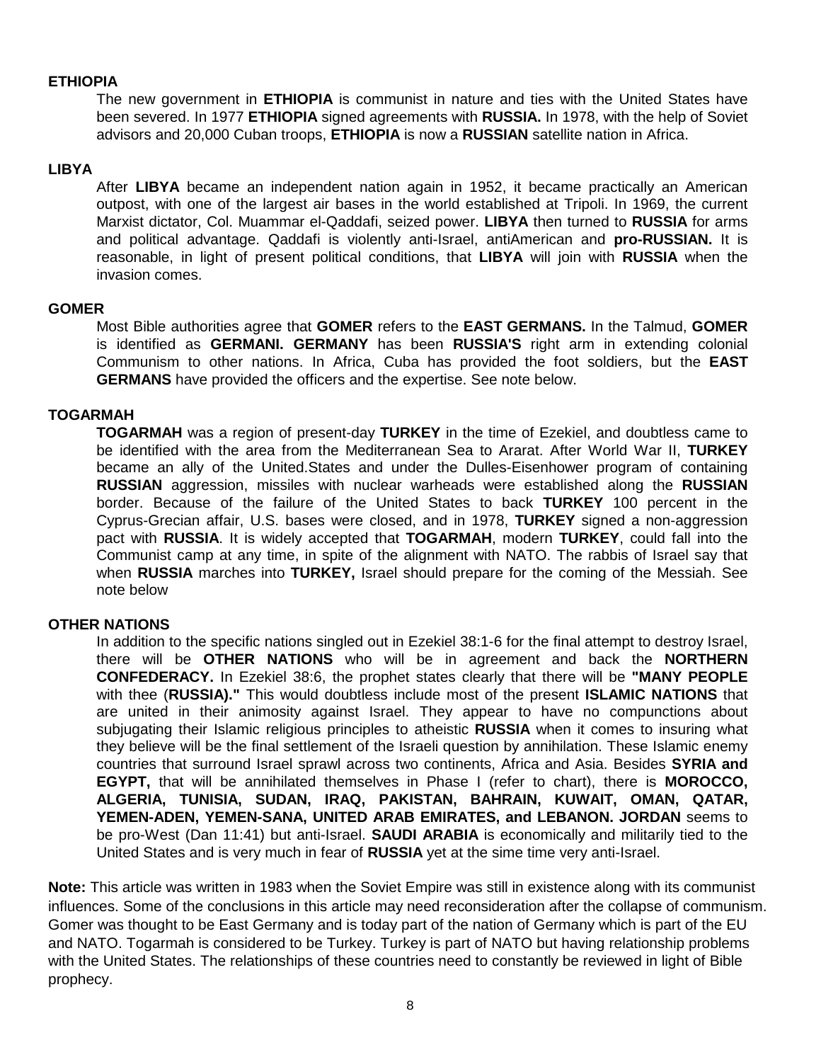### ETHIOPIA

The new government in **ETHIOPIA** is communist in nature and ties with the United States have been severed. In 1977 **ETHIOPIA** signed agreements with **RUSSIA.** In 1978, with the help of Soviet advisors and 20,000 Cuban troops, **ETHIOPIA** is now a **RUSSIAN** satellite nation in Africa.

### LIBYA

After **LIBYA** became an independent nation again in 1952, it became practically an American outpost, with one of the largest air bases in the world established at Tripoli. In 1969, the current Marxist dictator, Col. Muammar el-Qaddafi, seized power. **LIBYA** then turned to **RUSSIA** for arms and political advantage. Qaddafi is violently anti-Israel, antiAmerican and **pro-RUSSIAN.** It is reasonable, in light of present political conditions, that **LIBYA** will join with **RUSSIA** when the invasion comes.

### GOMER

Most Bible authorities agree that **GOMER** refers to the **EAST GERMANS.** In the Talmud, **GOMER** is identified as **GERMANI. GERMANY** has been **RUSSIA'S** right arm in extending colonial Communism to other nations. In Africa, Cuba has provided the foot soldiers, but the **EAST GERMANS** have provided the officers and the expertise. See note below.

### TOGARMAH

**TOGARMAH** was a region of present-day **TURKEY** in the time of Ezekiel, and doubtless came to be identified with the area from the Mediterranean Sea to Ararat. After World War II, **TURKEY** became an ally of the United.States and under the Dulles-Eisenhower program of containing **RUSSIAN** aggression, missiles with nuclear warheads were established along the **RUSSIAN** border. Because of the failure of the United States to back **TURKEY** 100 percent in the Cyprus-Grecian affair, U.S. bases were closed, and in 1978, **TURKEY** signed a non-aggression pact with **RUSSIA**. It is widely accepted that **TOGARMAH**, modern **TURKEY**, could fall into the Communist camp at any time, in spite of the alignment with NATO. The rabbis of Israel say that when **RUSSIA** marches into **TURKEY,** Israel should prepare for the coming of the Messiah. See note below

### OTHER NATIONS

In addition to the specific nations singled out in Ezekiel 38:1-6 for the final attempt to destroy Israel, there will be **OTHER NATIONS** who will be in agreement and back the **NORTHERN CONFEDERACY.** In Ezekiel 38:6, the prophet states clearly that there will be **"MANY PEOPLE** with thee (**RUSSIA)."** This would doubtless include most of the present **ISLAMIC NATIONS** that are united in their animosity against Israel. They appear to have no compunctions about subjugating their Islamic religious principles to atheistic **RUSSIA** when it comes to insuring what they believe will be the final settlement of the Israeli question by annihilation. These Islamic enemy countries that surround Israel sprawl across two continents, Africa and Asia. Besides **SYRIA and EGYPT,** that will be annihilated themselves in Phase I (refer to chart), there is **MOROCCO, ALGERIA, TUNISIA, SUDAN, IRAQ, PAKISTAN, BAHRAIN, KUWAIT, OMAN, QATAR, YEMEN-ADEN, YEMEN-SANA, UNITED ARAB EMIRATES, and LEBANON. JORDAN** seems to be pro-West (Dan 11:41) but anti-Israel. **SAUDI ARABIA** is economically and militarily tied to the United States and is very much in fear of **RUSSIA** yet at the sime time very anti-Israel.

**Note:** This article was written in 1983 when the Soviet Empire was still in existence along with its communist influences. Some of the conclusions in this article may need reconsideration after the collapse of communism. Gomer was thought to be East Germany and is today part of the nation of Germany which is part of the EU and NATO. Togarmah is considered to be Turkey. Turkey is part of NATO but having relationship problems with the United States. The relationships of these countries need to constantly be reviewed in light of Bible prophecy.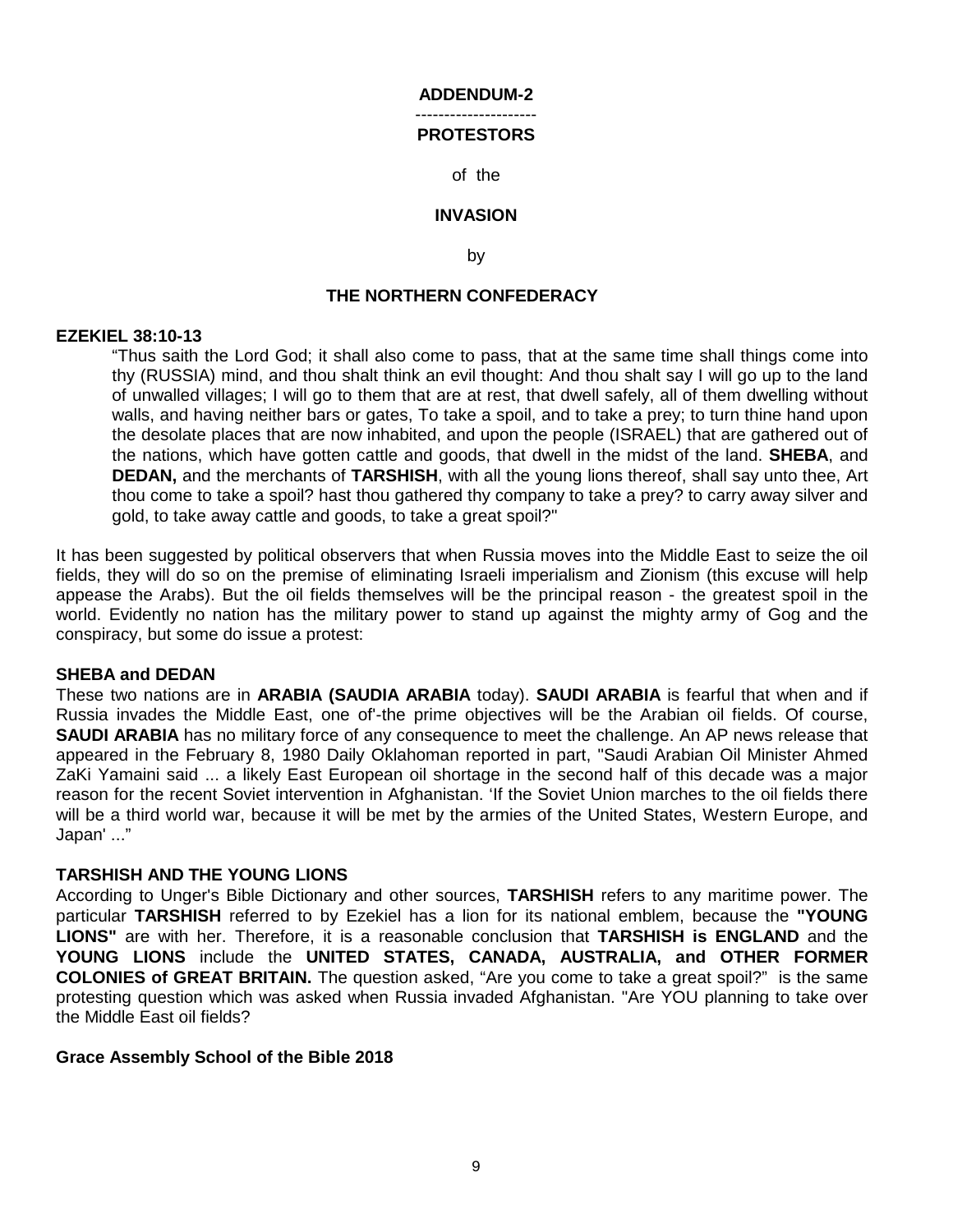# ADDENDUM-2

---------------------

## PROTESTORS

of the

## INVASION

by

## THE NORTHERN CONFEDERACY

**EZEKIEL 38:10-13**

> "Thus saith the Lord God; it shall also come to pass, that at the same time shall things come into thy (RUSSIA) mind, and thou shalt think an evil thought: And thou shalt say I will go up to the land of unwalled villages; I will go to them that are at rest, that dwell safely, all of them dwelling without walls, and having neither bars or gates, To take a spoil, and to take a prey; to turn thine hand upon the desolate places that are now inhabited, and upon the people (ISRAEL) that are gathered out of the nations, which have gotten cattle and goods, that dwell in the midst of the land. **SHEBA**, and **DEDAN,** and the merchants of **TARSHISH**, with all the young lions thereof, shall say unto thee, Art thou come to take a spoil? hast thou gathered thy company to take a prey? to carry away silver and gold, to take away cattle and goods, to take a great spoil?"

It has been suggested by political observers that when Russia moves into the Middle East to seize the oil fields, they will do so on the premise of eliminating Israeli imperialism and Zionism (this excuse will help appease the Arabs). But the oil fields themselves will be the principal reason - the greatest spoil in the world. Evidently no nation has the military power to stand up against the mighty army of Gog and the conspiracy, but some do issue a protest:

**SHEBA and DEDAN**

These two nations are in **ARABIA (SAUDIA ARABIA** today). **SAUDI ARABIA** is fearful that when and if Russia invades the Middle East, one of'-the prime objectives will be the Arabian oil fields. Of course, **SAUDI ARABIA** has no military force of any consequence to meet the challenge. An AP news release that appeared in the February 8, 1980 Daily Oklahoman reported in part, "Saudi Arabian Oil Minister Ahmed ZaKi Yamaini said ... a likely East European oil shortage in the second half of this decade was a major reason for the recent Soviet intervention in Afghanistan. 'If the Soviet Union marches to the oil fields there will be a third world war, because it will be met by the armies of the United States, Western Europe, and Japan' ..."

**TARSHISH AND THE YOUNG LIONS**

According to Unger's Bible Dictionary and other sources, **TARSHISH** refers to any maritime power. The particular **TARSHISH** referred to by Ezekiel has a lion for its national emblem, because the **"YOUNG LIONS"** are with her. Therefore, it is a reasonable conclusion that **TARSHISH is ENGLAND** and the **YOUNG LIONS** include the **UNITED STATES, CANADA, AUSTRALIA, and OTHER FORMER COLONIES of GREAT BRITAIN.** The question asked, "Are you come to take a great spoil?" is the same protesting question which was asked when Russia invaded Afghanistan. "Are YOU planning to take over the Middle East oil fields?

**Grace Assembly School of the Bible 2018**